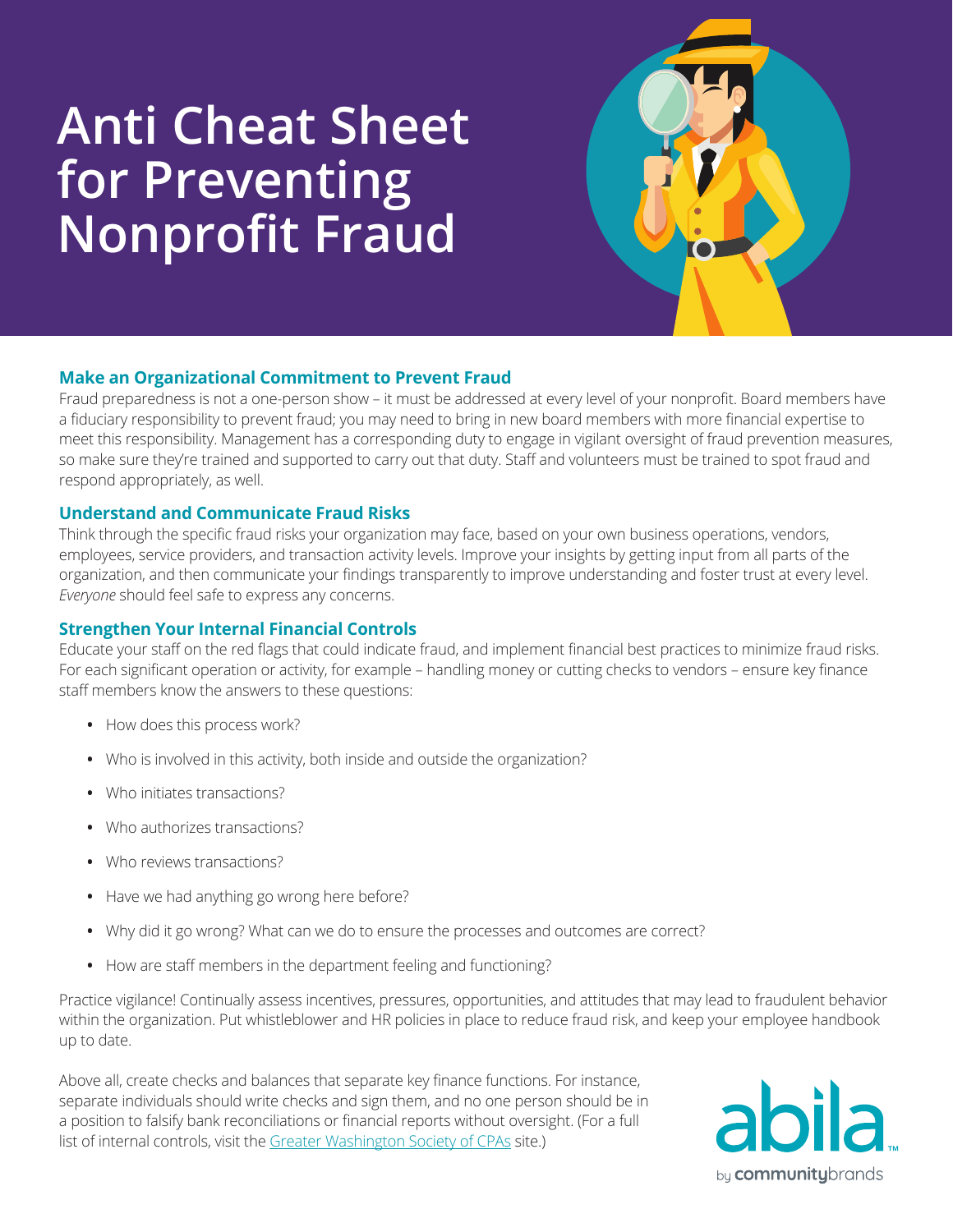# Anti Cheat Sheet for Preventing Nonprofit Fraud

## Make an Organizational Commitment to Prevent Fraud

Fraud preparedness is not a one-person show – it must be addressed at every level of your nonprofit. Board members have a fiduciary responsibility to prevent fraud; you may need to bring in new board members with more financial expertise to meet this responsibility. Management has a corresponding duty to engage in vigilant oversight of fraud prevention measures, so make sure they're trained and supported to carry out that duty. Staff and volunteers must be trained to spot fraud and respond appropriately, as well.

## Understand and Communicate Fraud Risks

Think through the specific fraud risks your organization may face, based on your own business operations, vendors, employees, service providers, and transaction activity levels. Improve your insights by getting input from all parts of the organization, and then communicate your findings transparently to improve understanding and foster trust at every level. *Everyone* should feel safe to express any concerns.

## Strengthen Your Internal Financial Controls

Educate your staff on the red flags that could indicate fraud, and implement financial best practices to minimize fraud risks. For each significant operation or activity, for example – handling money or cutting checks to vendors – ensure key finance staff members know the answers to these questions:

- How does this process work?
- Who is involved in this activity, both inside and outside the organization?
- Who initiates transactions?
- Who authorizes transactions?
- Who reviews transactions?
- Have we had anything go wrong here before?
- Why did it go wrong? What can we do to ensure the processes and outcomes are correct?
- How are staff members in the department feeling and functioning?

Practice vigilance! Continually assess incentives, pressures, opportunities, and attitudes that may lead to fraudulent behavior within the organization. Put whistleblower and HR policies in place to reduce fraud risk, and keep your employee handbook up to date.

Above all, create checks and balances that separate key finance functions. For instance, separate individuals should write checks and sign them, and no one person should be in a position to falsify bank reconciliations or financial reports without oversight. (For a full list of internal controls, visit the Greater Washington Society of CPAs site.)

abila™ by communitybrands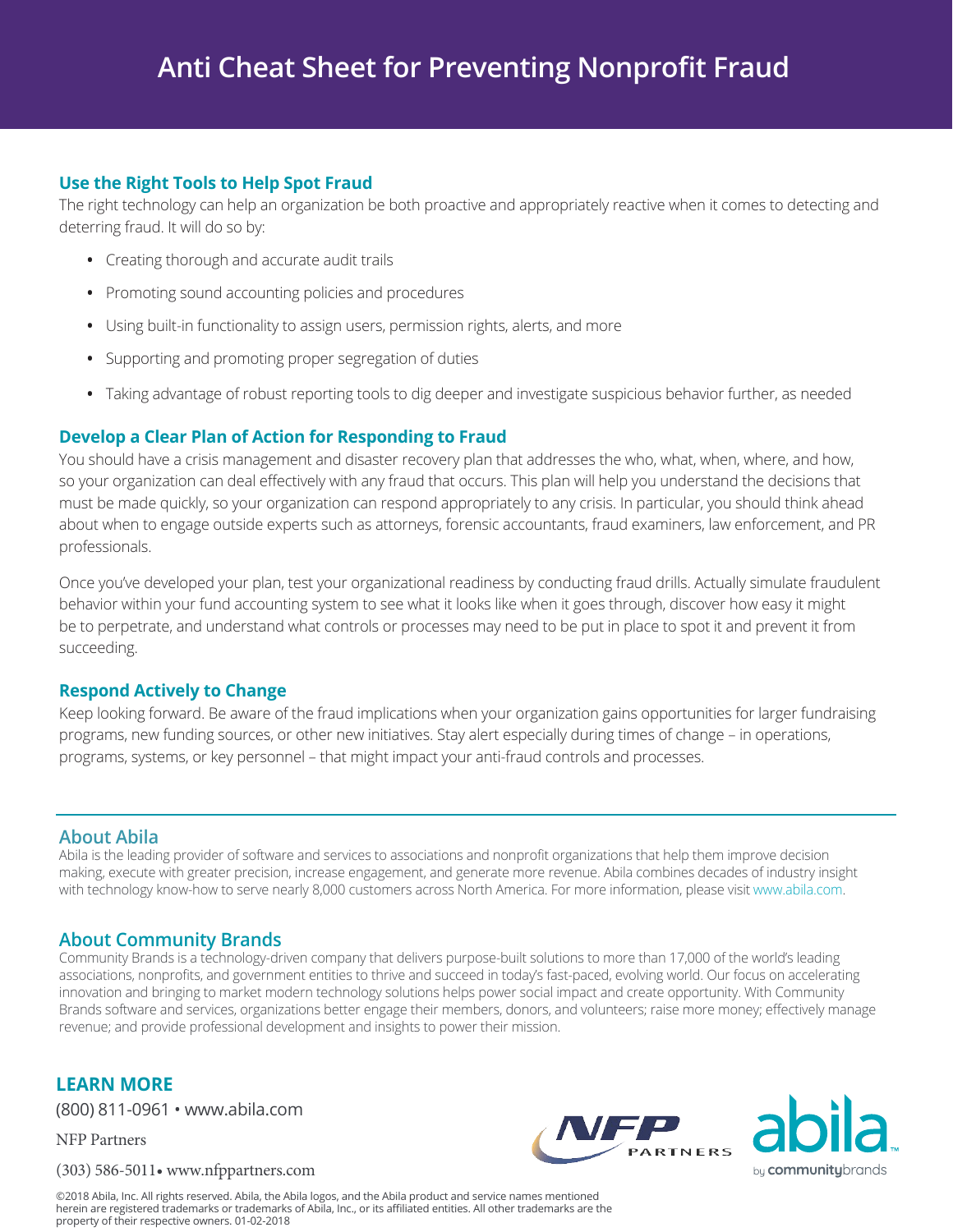# Anti Cheat Sheet for Preventing Nonprofit Fraud

## Use the Right Tools to Help Spot Fraud

The right technology can help an organization be both proactive and appropriately reactive when it comes to detecting and deterring fraud. It will do so by:

- Creating thorough and accurate audit trails
- Promoting sound accounting policies and procedures
- Using built-in functionality to assign users, permission rights, alerts, and more
- Supporting and promoting proper segregation of duties
- Taking advantage of robust reporting tools to dig deeper and investigate suspicious behavior further, as needed

## Develop a Clear Plan of Action for Responding to Fraud

You should have a crisis management and disaster recovery plan that addresses the who, what, when, where, and how, so your organization can deal effectively with any fraud that occurs. This plan will help you understand the decisions that must be made quickly, so your organization can respond appropriately to any crisis. In particular, you should think ahead about when to engage outside experts such as attorneys, forensic accountants, fraud examiners, law enforcement, and PR professionals.

Once you've developed your plan, test your organizational readiness by conducting fraud drills. Actually simulate fraudulent behavior within your fund accounting system to see what it looks like when it goes through, discover how easy it might be to perpetrate, and understand what controls or processes may need to be put in place to spot it and prevent it from succeeding.

## Respond Actively to Change

Keep looking forward. Be aware of the fraud implications when your organization gains opportunities for larger fundraising programs, new funding sources, or other new initiatives. Stay alert especially during times of change – in operations, programs, systems, or key personnel – that might impact your anti-fraud controls and processes.

---

## About Abila

Abila is the leading provider of software and services to associations and nonprofit organizations that help them improve decision making, execute with greater precision, increase engagement, and generate more revenue. Abila combines decades of industry insight with technology know-how to serve nearly 8,000 customers across North America. For more information, please visit www.abila.com.

## About Community Brands

Community Brands is a technology-driven company that delivers purpose-built solutions to more than 17,000 of the world's leading associations, nonprofits, and government entities to thrive and succeed in today's fast-paced, evolving world. Our focus on accelerating innovation and bringing to market modern technology solutions helps power social impact and create opportunity. With Community Brands software and services, organizations better engage their members, donors, and volunteers; raise more money; effectively manage revenue; and provide professional development and insights to power their mission.

## LEARN MORE

(800) 811-0961 • www.abila.com

NFP Partners

(303) 586-5011• www.nfppartners.com

NFP PARTNERS

abila by communitybrands

©2018 Abila, Inc. All rights reserved. Abila, the Abila logos, and the Abila product and service names mentioned herein are registered trademarks or trademarks of Abila, Inc., or its affiliated entities. All other trademarks are the property of their respective owners. 01-02-2018